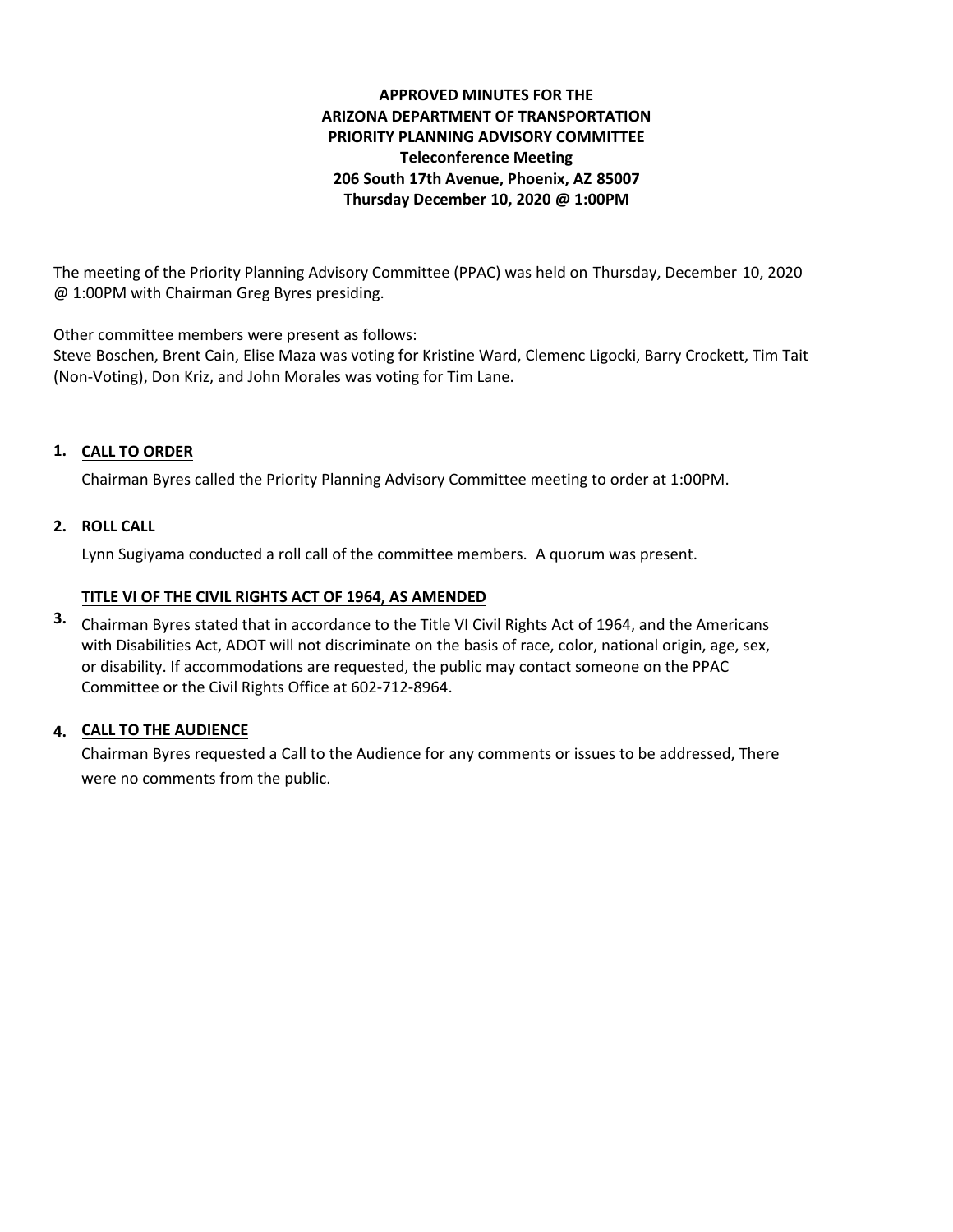# APPROVED MINUTES FOR THE ARIZONA DEPARTMENT OF TRANSPORTATION PRIORITY PLANNING ADVISORY COMMITTEE

**Teleconference Meeting**
**206 South 17th Avenue, Phoenix, AZ 85007**
**Thursday December 10, 2020 @ 1:00PM**

The meeting of the Priority Planning Advisory Committee (PPAC) was held on Thursday, December 10, 2020 @ 1:00PM with Chairman Greg Byres presiding.

Other committee members were present as follows:
Steve Boschen, Brent Cain, Elise Maza was voting for Kristine Ward, Clemenc Ligocki, Barry Crockett, Tim Tait (Non-Voting), Don Kriz, and John Morales was voting for Tim Lane.

**1. CALL TO ORDER**

Chairman Byres called the Priority Planning Advisory Committee meeting to order at 1:00PM.

**2. ROLL CALL**

Lynn Sugiyama conducted a roll call of the committee members. A quorum was present.

**3. TITLE VI OF THE CIVIL RIGHTS ACT OF 1964, AS AMENDED**

Chairman Byres stated that in accordance to the Title VI Civil Rights Act of 1964, and the Americans with Disabilities Act, ADOT will not discriminate on the basis of race, color, national origin, age, sex, or disability. If accommodations are requested, the public may contact someone on the PPAC Committee or the Civil Rights Office at 602-712-8964.

**4. CALL TO THE AUDIENCE**

Chairman Byres requested a Call to the Audience for any comments or issues to be addressed, There were no comments from the public.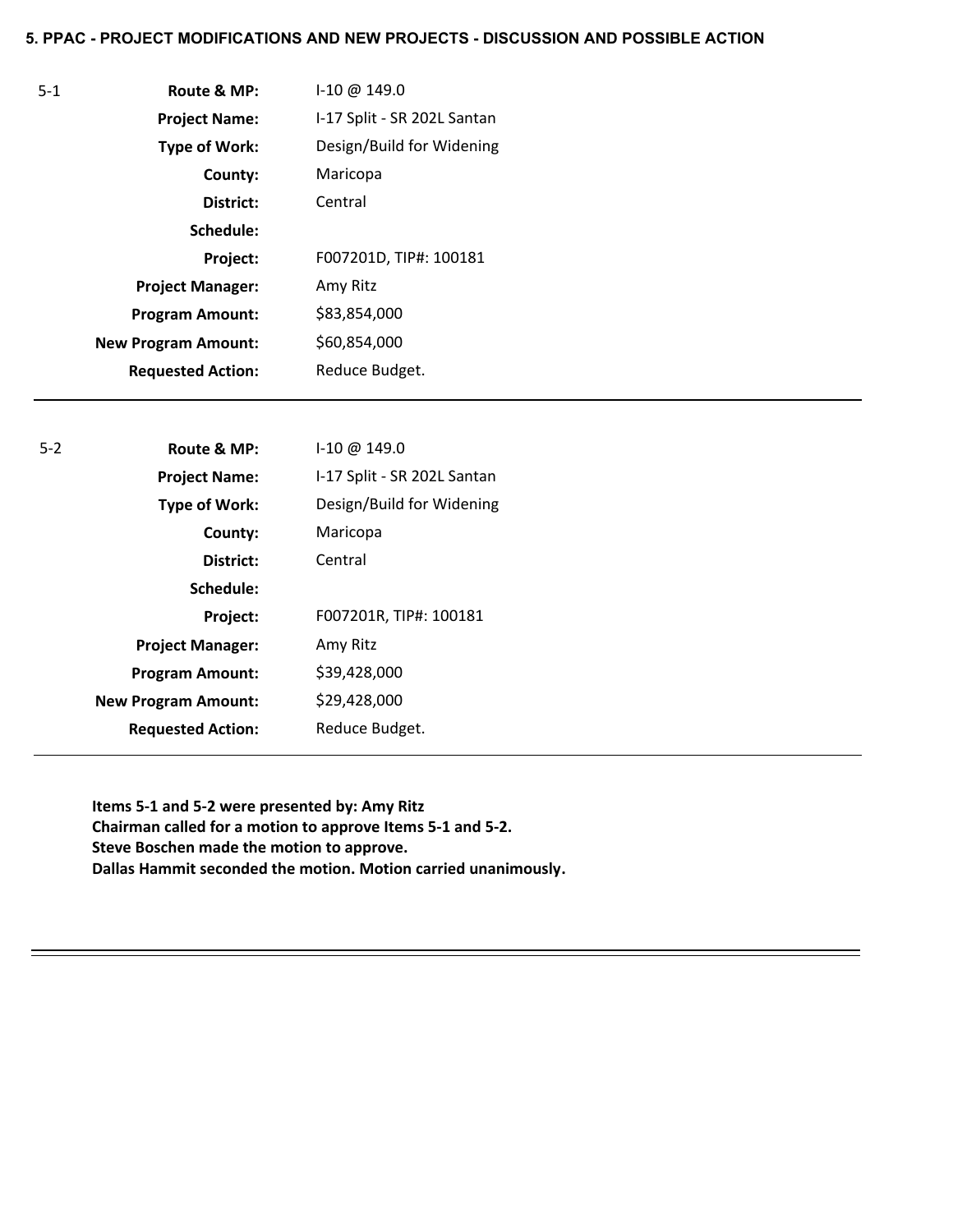**5. PPAC - PROJECT MODIFICATIONS AND NEW PROJECTS - DISCUSSION AND POSSIBLE ACTION**

| 5-1 | | |
|---|---|---|
| | **Route & MP:** | I-10 @ 149.0 |
| | **Project Name:** | I-17 Split - SR 202L Santan |
| | **Type of Work:** | Design/Build for Widening |
| | **County:** | Maricopa |
| | **District:** | Central |
| | **Schedule:** | |
| | **Project:** | F007201D, TIP#: 100181 |
| | **Project Manager:** | Amy Ritz |
| | **Program Amount:** | $83,854,000 |
| | **New Program Amount:** | $60,854,000 |
| | **Requested Action:** | Reduce Budget. |

---

| 5-2 | | |
|---|---|---|
| | **Route & MP:** | I-10 @ 149.0 |
| | **Project Name:** | I-17 Split - SR 202L Santan |
| | **Type of Work:** | Design/Build for Widening |
| | **County:** | Maricopa |
| | **District:** | Central |
| | **Schedule:** | |
| | **Project:** | F007201R, TIP#: 100181 |
| | **Project Manager:** | Amy Ritz |
| | **Program Amount:** | $39,428,000 |
| | **New Program Amount:** | $29,428,000 |
| | **Requested Action:** | Reduce Budget. |

---

**Items 5-1 and 5-2 were presented by: Amy Ritz**
**Chairman called for a motion to approve Items 5-1 and 5-2.**
**Steve Boschen made the motion to approve.**
**Dallas Hammit seconded the motion. Motion carried unanimously.**

---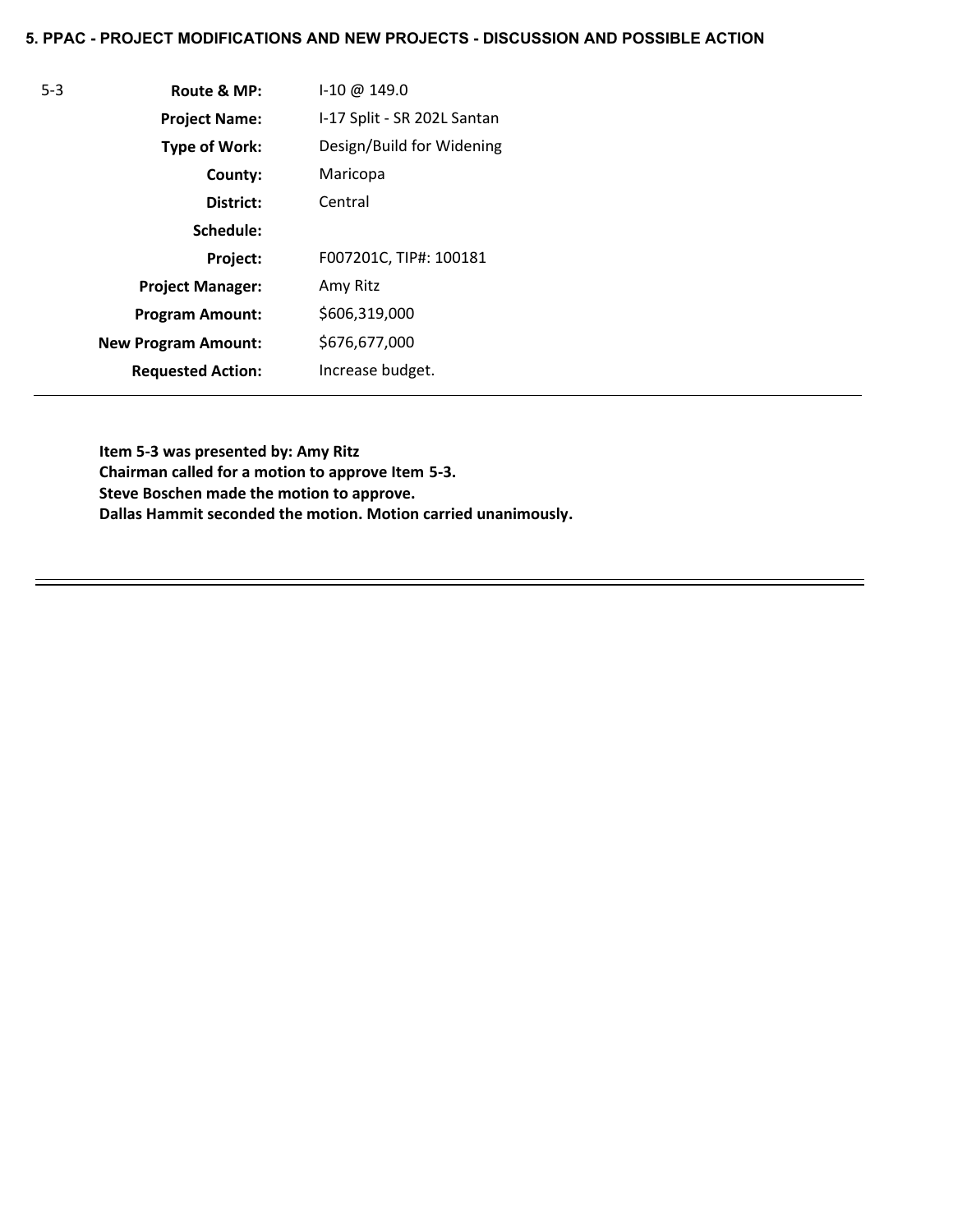**5. PPAC - PROJECT MODIFICATIONS AND NEW PROJECTS - DISCUSSION AND POSSIBLE ACTION**

| 5-3 | | |
|---|---|---|
| | **Route & MP:** | I-10 @ 149.0 |
| | **Project Name:** | I-17 Split - SR 202L Santan |
| | **Type of Work:** | Design/Build for Widening |
| | **County:** | Maricopa |
| | **District:** | Central |
| | **Schedule:** | |
| | **Project:** | F007201C, TIP#: 100181 |
| | **Project Manager:** | Amy Ritz |
| | **Program Amount:** | $606,319,000 |
| | **New Program Amount:** | $676,677,000 |
| | **Requested Action:** | Increase budget. |

**Item 5-3 was presented by: Amy Ritz**
**Chairman called for a motion to approve Item 5-3.**
**Steve Boschen made the motion to approve.**
**Dallas Hammit seconded the motion. Motion carried unanimously.**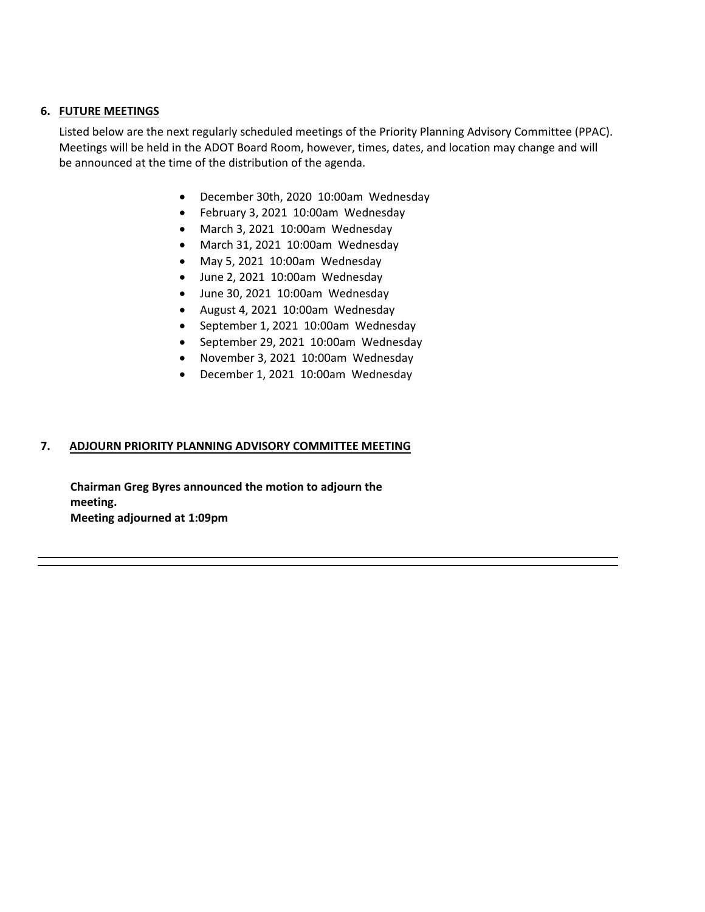## 6. FUTURE MEETINGS

Listed below are the next regularly scheduled meetings of the Priority Planning Advisory Committee (PPAC). Meetings will be held in the ADOT Board Room, however, times, dates, and location may change and will be announced at the time of the distribution of the agenda.

- December 30th, 2020 10:00am Wednesday
- February 3, 2021 10:00am Wednesday
- March 3, 2021 10:00am Wednesday
- March 31, 2021 10:00am Wednesday
- May 5, 2021 10:00am Wednesday
- June 2, 2021 10:00am Wednesday
- June 30, 2021 10:00am Wednesday
- August 4, 2021 10:00am Wednesday
- September 1, 2021 10:00am Wednesday
- September 29, 2021 10:00am Wednesday
- November 3, 2021 10:00am Wednesday
- December 1, 2021 10:00am Wednesday

## 7. ADJOURN PRIORITY PLANNING ADVISORY COMMITTEE MEETING

**Chairman Greg Byres announced the motion to adjourn the meeting.**
**Meeting adjourned at 1:09pm**